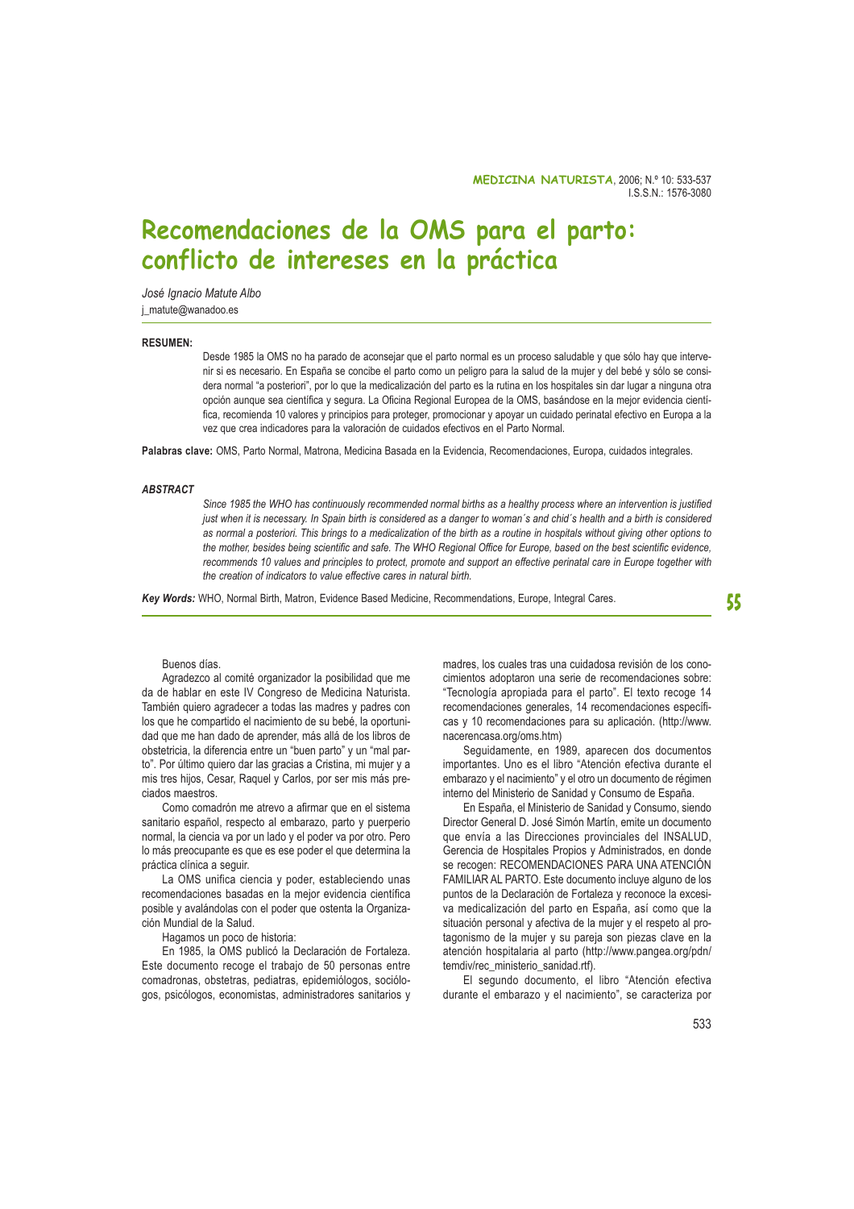# Recomendaciones de la OMS para el parto: conflicto de intereses en la práctica

*José Ignacio Matute Albo*
j_matute@wanadoo.es

**RESUMEN:**

Desde 1985 la OMS no ha parado de aconsejar que el parto normal es un proceso saludable y que sólo hay que intervenir si es necesario. En España se concibe el parto como un peligro para la salud de la mujer y del bebé y sólo se considera normal "a posteriori", por lo que la medicalización del parto es la rutina en los hospitales sin dar lugar a ninguna otra opción aunque sea científica y segura. La Oficina Regional Europea de la OMS, basándose en la mejor evidencia científica, recomienda 10 valores y principios para proteger, promocionar y apoyar un cuidado perinatal efectivo en Europa a la vez que crea indicadores para la valoración de cuidados efectivos en el Parto Normal.

**Palabras clave:** OMS, Parto Normal, Matrona, Medicina Basada en la Evidencia, Recomendaciones, Europa, cuidados integrales.

***ABSTRACT***

*Since 1985 the WHO has continuously recommended normal births as a healthy process where an intervention is justified just when it is necessary. In Spain birth is considered as a danger to woman´s and chid´s health and a birth is considered as normal a posteriori. This brings to a medicalization of the birth as a routine in hospitals without giving other options to the mother, besides being scientific and safe. The WHO Regional Office for Europe, based on the best scientific evidence, recommends 10 values and principles to protect, promote and support an effective perinatal care in Europe together with the creation of indicators to value effective cares in natural birth.*

***Key Words:*** WHO, Normal Birth, Matron, Evidence Based Medicine, Recommendations, Europe, Integral Cares.

Buenos días.

Agradezco al comité organizador la posibilidad que me da de hablar en este IV Congreso de Medicina Naturista. También quiero agradecer a todas las madres y padres con los que he compartido el nacimiento de su bebé, la oportunidad que me han dado de aprender, más allá de los libros de obstetricia, la diferencia entre un "buen parto" y un "mal parto". Por último quiero dar las gracias a Cristina, mi mujer y a mis tres hijos, Cesar, Raquel y Carlos, por ser mis más preciados maestros.

Como comadrón me atrevo a afirmar que en el sistema sanitario español, respecto al embarazo, parto y puerperio normal, la ciencia va por un lado y el poder va por otro. Pero lo más preocupante es que es ese poder el que determina la práctica clínica a seguir.

La OMS unifica ciencia y poder, estableciendo unas recomendaciones basadas en la mejor evidencia científica posible y avalándolas con el poder que ostenta la Organización Mundial de la Salud.

Hagamos un poco de historia:

En 1985, la OMS publicó la Declaración de Fortaleza. Este documento recoge el trabajo de 50 personas entre comadronas, obstetras, pediatras, epidemiólogos, sociólogos, psicólogos, economistas, administradores sanitarios y madres, los cuales tras una cuidadosa revisión de los conocimientos adoptaron una serie de recomendaciones sobre: "Tecnología apropiada para el parto". El texto recoge 14 recomendaciones generales, 14 recomendaciones específicas y 10 recomendaciones para su aplicación. (http://www.nacerencasa.org/oms.htm)

Seguidamente, en 1989, aparecen dos documentos importantes. Uno es el libro "Atención efectiva durante el embarazo y el nacimiento" y el otro un documento de régimen interno del Ministerio de Sanidad y Consumo de España.

En España, el Ministerio de Sanidad y Consumo, siendo Director General D. José Simón Martín, emite un documento que envía a las Direcciones provinciales del INSALUD, Gerencia de Hospitales Propios y Administrados, en donde se recogen: RECOMENDACIONES PARA UNA ATENCIÓN FAMILIAR AL PARTO. Este documento incluye alguno de los puntos de la Declaración de Fortaleza y reconoce la excesiva medicalización del parto en España, así como que la situación personal y afectiva de la mujer y el respeto al protagonismo de la mujer y su pareja son piezas clave en la atención hospitalaria al parto (http://www.pangea.org/pdn/temdiv/rec_ministerio_sanidad.rtf).

El segundo documento, el libro "Atención efectiva durante el embarazo y el nacimiento", se caracteriza por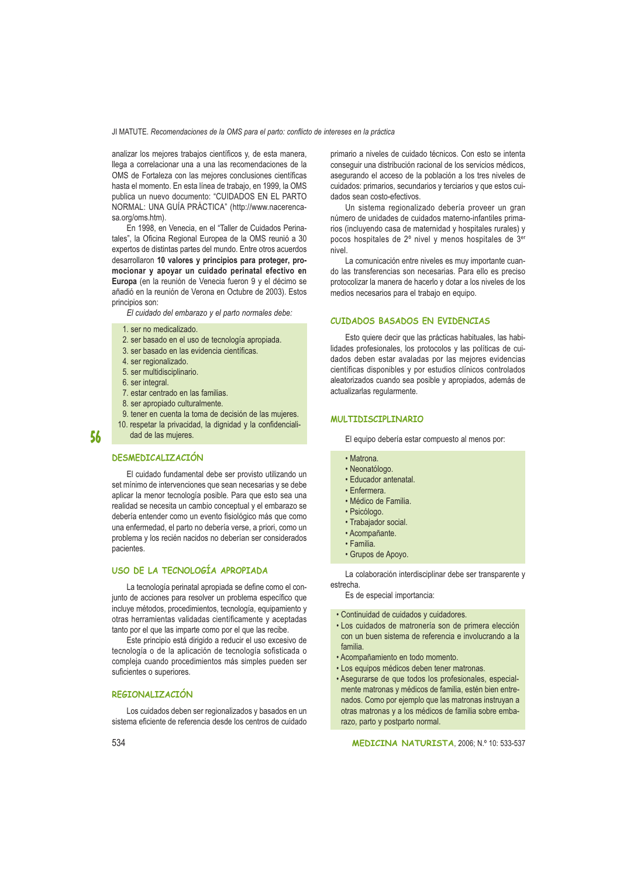analizar los mejores trabajos científicos y, de esta manera, llega a correlacionar una a una las recomendaciones de la OMS de Fortaleza con las mejores conclusiones científicas hasta el momento. En esta línea de trabajo, en 1999, la OMS publica un nuevo documento: "CUIDADOS EN EL PARTO NORMAL: UNA GUÍA PRÁCTICA" (http://www.nacerencasa.org/oms.htm).

En 1998, en Venecia, en el "Taller de Cuidados Perinatales", la Oficina Regional Europea de la OMS reunió a 30 expertos de distintas partes del mundo. Entre otros acuerdos desarrollaron **10 valores y principios para proteger, promocionar y apoyar un cuidado perinatal efectivo en Europa** (en la reunión de Venecia fueron 9 y el décimo se añadió en la reunión de Verona en Octubre de 2003). Estos principios son:

*El cuidado del embarazo y el parto normales debe:*

1. ser no medicalizado.
2. ser basado en el uso de tecnología apropiada.
3. ser basado en las evidencia científicas.
4. ser regionalizado.
5. ser multidisciplinario.
6. ser integral.
7. estar centrado en las familias.
8. ser apropiado culturalmente.
9. tener en cuenta la toma de decisión de las mujeres.
10. respetar la privacidad, la dignidad y la confidencialidad de las mujeres.

## DESMEDICALIZACIÓN

El cuidado fundamental debe ser provisto utilizando un set mínimo de intervenciones que sean necesarias y se debe aplicar la menor tecnología posible. Para que esto sea una realidad se necesita un cambio conceptual y el embarazo se debería entender como un evento fisiológico más que como una enfermedad, el parto no debería verse, a priori, como un problema y los recién nacidos no deberían ser considerados pacientes.

## USO DE LA TECNOLOGÍA APROPIADA

La tecnología perinatal apropiada se define como el conjunto de acciones para resolver un problema específico que incluye métodos, procedimientos, tecnología, equipamiento y otras herramientas validadas científicamente y aceptadas tanto por el que las imparte como por el que las recibe.

Este principio está dirigido a reducir el uso excesivo de tecnología o de la aplicación de tecnología sofisticada o compleja cuando procedimientos más simples pueden ser suficientes o superiores.

## REGIONALIZACIÓN

Los cuidados deben ser regionalizados y basados en un sistema eficiente de referencia desde los centros de cuidado primario a niveles de cuidado técnicos. Con esto se intenta conseguir una distribución racional de los servicios médicos, asegurando el acceso de la población a los tres niveles de cuidados: primarios, secundarios y terciarios y que estos cuidados sean costo-efectivos.

Un sistema regionalizado debería proveer un gran número de unidades de cuidados materno-infantiles primarios (incluyendo casa de maternidad y hospitales rurales) y pocos hospitales de 2º nivel y menos hospitales de 3er nivel.

La comunicación entre niveles es muy importante cuando las transferencias son necesarias. Para ello es preciso protocolizar la manera de hacerlo y dotar a los niveles de los medios necesarios para el trabajo en equipo.

## CUIDADOS BASADOS EN EVIDENCIAS

Esto quiere decir que las prácticas habituales, las habilidades profesionales, los protocolos y las políticas de cuidados deben estar avaladas por las mejores evidencias científicas disponibles y por estudios clínicos controlados aleatorizados cuando sea posible y apropiados, además de actualizarlas regularmente.

## MULTIDISCIPLINARIO

El equipo debería estar compuesto al menos por:

- Matrona.
- Neonatólogo.
- Educador antenatal.
- Enfermera.
- Médico de Familia.
- Psicólogo.
- Trabajador social.
- Acompañante.
- Familia.
- Grupos de Apoyo.

La colaboración interdisciplinar debe ser transparente y estrecha.

Es de especial importancia:

- Continuidad de cuidados y cuidadores.
- Los cuidados de matronería son de primera elección con un buen sistema de referencia e involucrando a la familia.
- Acompañamiento en todo momento.
- Los equipos médicos deben tener matronas.
- Asegurarse de que todos los profesionales, especialmente matronas y médicos de familia, estén bien entrenados. Como por ejemplo que las matronas instruyan a otras matronas y a los médicos de familia sobre embarazo, parto y postparto normal.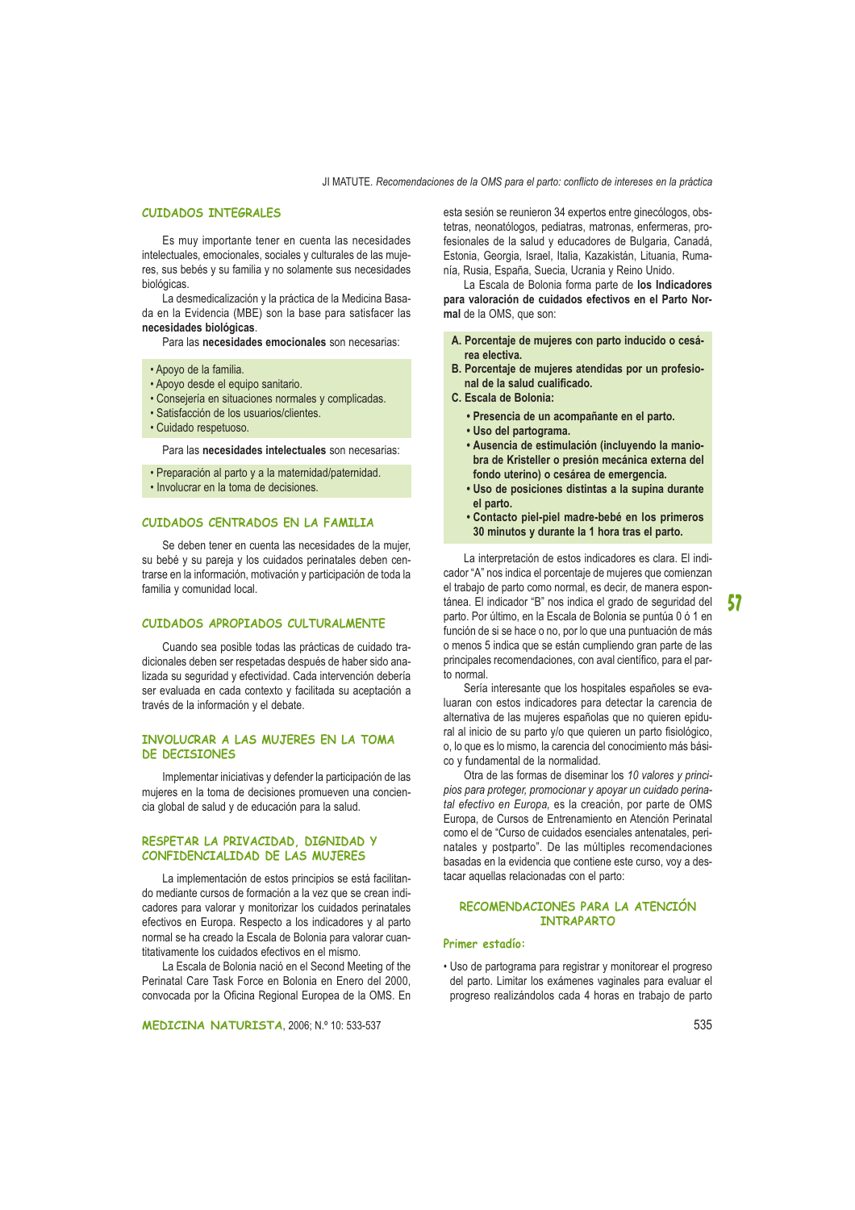## CUIDADOS INTEGRALES

Es muy importante tener en cuenta las necesidades intelectuales, emocionales, sociales y culturales de las mujeres, sus bebés y su familia y no solamente sus necesidades biológicas.

La desmedicalización y la práctica de la Medicina Basada en la Evidencia (MBE) son la base para satisfacer las **necesidades biológicas**.

Para las **necesidades emocionales** son necesarias:

- Apoyo de la familia.
- Apoyo desde el equipo sanitario.
- Consejería en situaciones normales y complicadas.
- Satisfacción de los usuarios/clientes.
- Cuidado respetuoso.

Para las **necesidades intelectuales** son necesarias:

- Preparación al parto y a la maternidad/paternidad.
- Involucrar en la toma de decisiones.

## CUIDADOS CENTRADOS EN LA FAMILIA

Se deben tener en cuenta las necesidades de la mujer, su bebé y su pareja y los cuidados perinatales deben centrarse en la información, motivación y participación de toda la familia y comunidad local.

## CUIDADOS APROPIADOS CULTURALMENTE

Cuando sea posible todas las prácticas de cuidado tradicionales deben ser respetadas después de haber sido analizada su seguridad y efectividad. Cada intervención debería ser evaluada en cada contexto y facilitada su aceptación a través de la información y el debate.

## INVOLUCRAR A LAS MUJERES EN LA TOMA DE DECISIONES

Implementar iniciativas y defender la participación de las mujeres en la toma de decisiones promueven una conciencia global de salud y de educación para la salud.

## RESPETAR LA PRIVACIDAD, DIGNIDAD Y CONFIDENCIALIDAD DE LAS MUJERES

La implementación de estos principios se está facilitando mediante cursos de formación a la vez que se crean indicadores para valorar y monitorizar los cuidados perinatales efectivos en Europa. Respecto a los indicadores y al parto normal se ha creado la Escala de Bolonia para valorar cuantitativamente los cuidados efectivos en el mismo.

La Escala de Bolonia nació en el Second Meeting of the Perinatal Care Task Force en Bolonia en Enero del 2000, convocada por la Oficina Regional Europea de la OMS. En esta sesión se reunieron 34 expertos entre ginecólogos, obstetras, neonatólogos, pediatras, matronas, enfermeras, profesionales de la salud y educadores de Bulgaria, Canadá, Estonia, Georgia, Israel, Italia, Kazakistán, Lituania, Rumanía, Rusia, España, Suecia, Ucrania y Reino Unido.

La Escala de Bolonia forma parte de **los Indicadores para valoración de cuidados efectivos en el Parto Normal** de la OMS, que son:

**A. Porcentaje de mujeres con parto inducido o cesárea electiva.**
**B. Porcentaje de mujeres atendidas por un profesional de la salud cualificado.**
**C. Escala de Bolonia:**

- **Presencia de un acompañante en el parto.**
- **Uso del partograma.**
- **Ausencia de estimulación (incluyendo la maniobra de Kristeller o presión mecánica externa del fondo uterino) o cesárea de emergencia.**
- **Uso de posiciones distintas a la supina durante el parto.**
- **Contacto piel-piel madre-bebé en los primeros 30 minutos y durante la 1 hora tras el parto.**

La interpretación de estos indicadores es clara. El indicador "A" nos indica el porcentaje de mujeres que comienzan el trabajo de parto como normal, es decir, de manera espontánea. El indicador "B" nos indica el grado de seguridad del parto. Por último, en la Escala de Bolonia se puntúa 0 ó 1 en función de si se hace o no, por lo que una puntuación de más o menos 5 indica que se están cumpliendo gran parte de las principales recomendaciones, con aval científico, para el parto normal.

Sería interesante que los hospitales españoles se evaluaran con estos indicadores para detectar la carencia de alternativa de las mujeres españolas que no quieren epidural al inicio de su parto y/o que quieren un parto fisiológico, o, lo que es lo mismo, la carencia del conocimiento más básico y fundamental de la normalidad.

Otra de las formas de diseminar los *10 valores y principios para proteger, promocionar y apoyar un cuidado perinatal efectivo en Europa,* es la creación, por parte de OMS Europa, de Cursos de Entrenamiento en Atención Perinatal como el de "Curso de cuidados esenciales antenatales, perinatales y postparto". De las múltiples recomendaciones basadas en la evidencia que contiene este curso, voy a destacar aquellas relacionadas con el parto:

## RECOMENDACIONES PARA LA ATENCIÓN INTRAPARTO

### Primer estadío:

- Uso de partograma para registrar y monitorear el progreso del parto. Limitar los exámenes vaginales para evaluar el progreso realizándolos cada 4 horas en trabajo de parto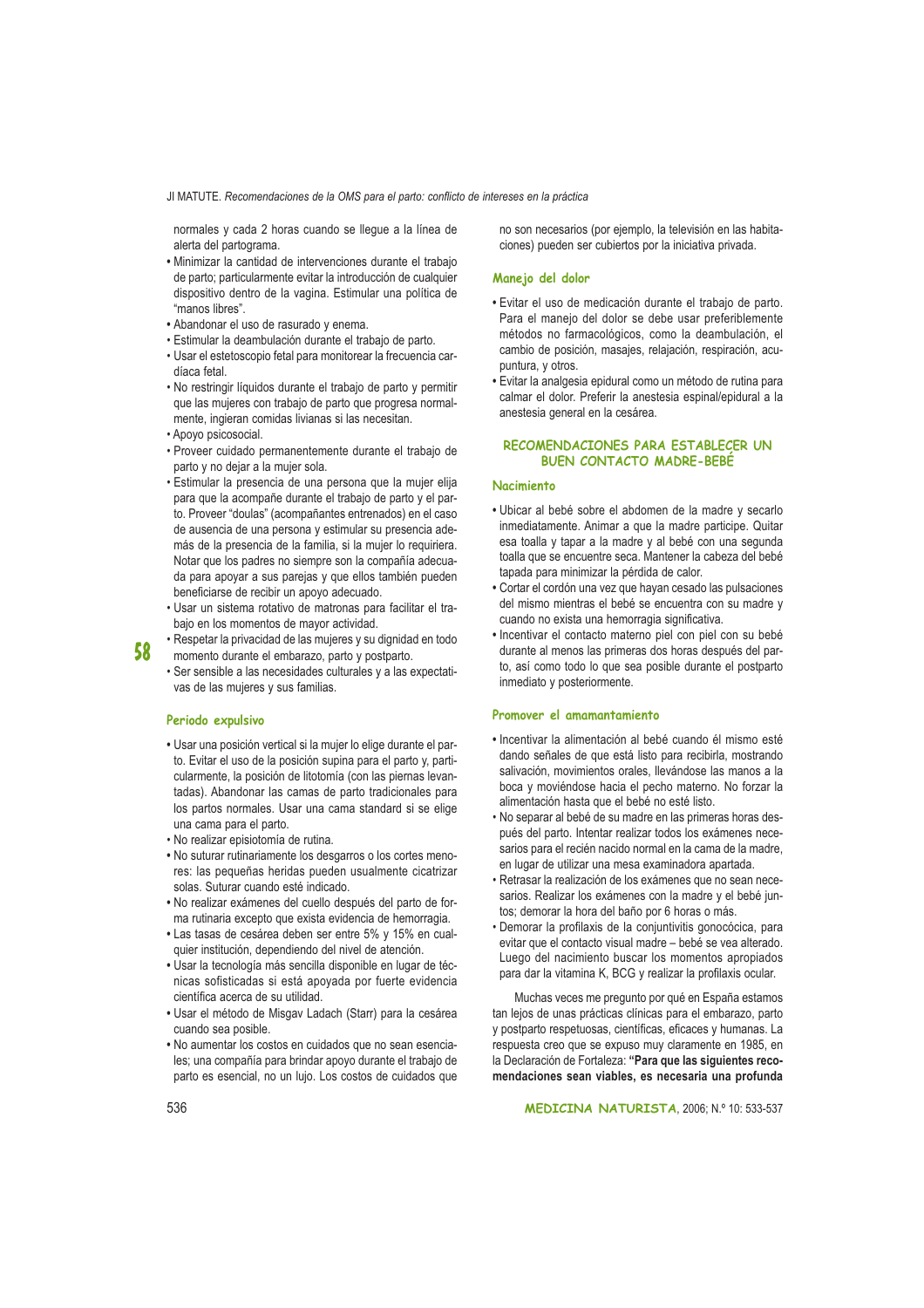normales y cada 2 horas cuando se llegue a la línea de alerta del partograma.

- Minimizar la cantidad de intervenciones durante el trabajo de parto; particularmente evitar la introducción de cualquier dispositivo dentro de la vagina. Estimular una política de "manos libres".
- Abandonar el uso de rasurado y enema.
- Estimular la deambulación durante el trabajo de parto.
- Usar el estetoscopio fetal para monitorear la frecuencia cardíaca fetal.
- No restringir líquidos durante el trabajo de parto y permitir que las mujeres con trabajo de parto que progresa normalmente, ingieran comidas livianas si las necesitan.
- Apoyo psicosocial.
- Proveer cuidado permanentemente durante el trabajo de parto y no dejar a la mujer sola.
- Estimular la presencia de una persona que la mujer elija para que la acompañe durante el trabajo de parto y el parto. Proveer "doulas" (acompañantes entrenados) en el caso de ausencia de una persona y estimular su presencia además de la presencia de la familia, si la mujer lo requiriera. Notar que los padres no siempre son la compañía adecuada para apoyar a sus parejas y que ellos también pueden beneficiarse de recibir un apoyo adecuado.
- Usar un sistema rotativo de matronas para facilitar el trabajo en los momentos de mayor actividad.
- Respetar la privacidad de las mujeres y su dignidad en todo momento durante el embarazo, parto y postparto.
- Ser sensible a las necesidades culturales y a las expectativas de las mujeres y sus familias.

### Periodo expulsivo

- Usar una posición vertical si la mujer lo elige durante el parto. Evitar el uso de la posición supina para el parto y, particularmente, la posición de litotomía (con las piernas levantadas). Abandonar las camas de parto tradicionales para los partos normales. Usar una cama standard si se elige una cama para el parto.
- No realizar episiotomía de rutina.
- No suturar rutinariamente los desgarros o los cortes menores: las pequeñas heridas pueden usualmente cicatrizar solas. Suturar cuando esté indicado.
- No realizar exámenes del cuello después del parto de forma rutinaria excepto que exista evidencia de hemorragia.
- Las tasas de cesárea deben ser entre 5% y 15% en cualquier institución, dependiendo del nivel de atención.
- Usar la tecnología más sencilla disponible en lugar de técnicas sofisticadas si está apoyada por fuerte evidencia científica acerca de su utilidad.
- Usar el método de Misgav Ladach (Starr) para la cesárea cuando sea posible.
- No aumentar los costos en cuidados que no sean esenciales; una compañía para brindar apoyo durante el trabajo de parto es esencial, no un lujo. Los costos de cuidados que no son necesarios (por ejemplo, la televisión en las habitaciones) pueden ser cubiertos por la iniciativa privada.

### Manejo del dolor

- Evitar el uso de medicación durante el trabajo de parto. Para el manejo del dolor se debe usar preferiblemente métodos no farmacológicos, como la deambulación, el cambio de posición, masajes, relajación, respiración, acupuntura, y otros.
- Evitar la analgesia epidural como un método de rutina para calmar el dolor. Preferir la anestesia espinal/epidural a la anestesia general en la cesárea.

## RECOMENDACIONES PARA ESTABLECER UN BUEN CONTACTO MADRE-BEBÉ

### Nacimiento

- Ubicar al bebé sobre el abdomen de la madre y secarlo inmediatamente. Animar a que la madre participe. Quitar esa toalla y tapar a la madre y al bebé con una segunda toalla que se encuentre seca. Mantener la cabeza del bebé tapada para minimizar la pérdida de calor.
- Cortar el cordón una vez que hayan cesado las pulsaciones del mismo mientras el bebé se encuentra con su madre y cuando no exista una hemorragia significativa.
- Incentivar el contacto materno piel con piel con su bebé durante al menos las primeras dos horas después del parto, así como todo lo que sea posible durante el postparto inmediato y posteriormente.

### Promover el amamantamiento

- Incentivar la alimentación al bebé cuando él mismo esté dando señales de que está listo para recibirla, mostrando salivación, movimientos orales, llevándose las manos a la boca y moviéndose hacia el pecho materno. No forzar la alimentación hasta que el bebé no esté listo.
- No separar al bebé de su madre en las primeras horas después del parto. Intentar realizar todos los exámenes necesarios para el recién nacido normal en la cama de la madre, en lugar de utilizar una mesa examinadora apartada.
- Retrasar la realización de los exámenes que no sean necesarios. Realizar los exámenes con la madre y el bebé juntos; demorar la hora del baño por 6 horas o más.
- Demorar la profilaxis de la conjuntivitis gonocócica, para evitar que el contacto visual madre – bebé se vea alterado. Luego del nacimiento buscar los momentos apropiados para dar la vitamina K, BCG y realizar la profilaxis ocular.

Muchas veces me pregunto por qué en España estamos tan lejos de unas prácticas clínicas para el embarazo, parto y postparto respetuosas, científicas, eficaces y humanas. La respuesta creo que se expuso muy claramente en 1985, en la Declaración de Fortaleza: **"Para que las siguientes recomendaciones sean viables, es necesaria una profunda**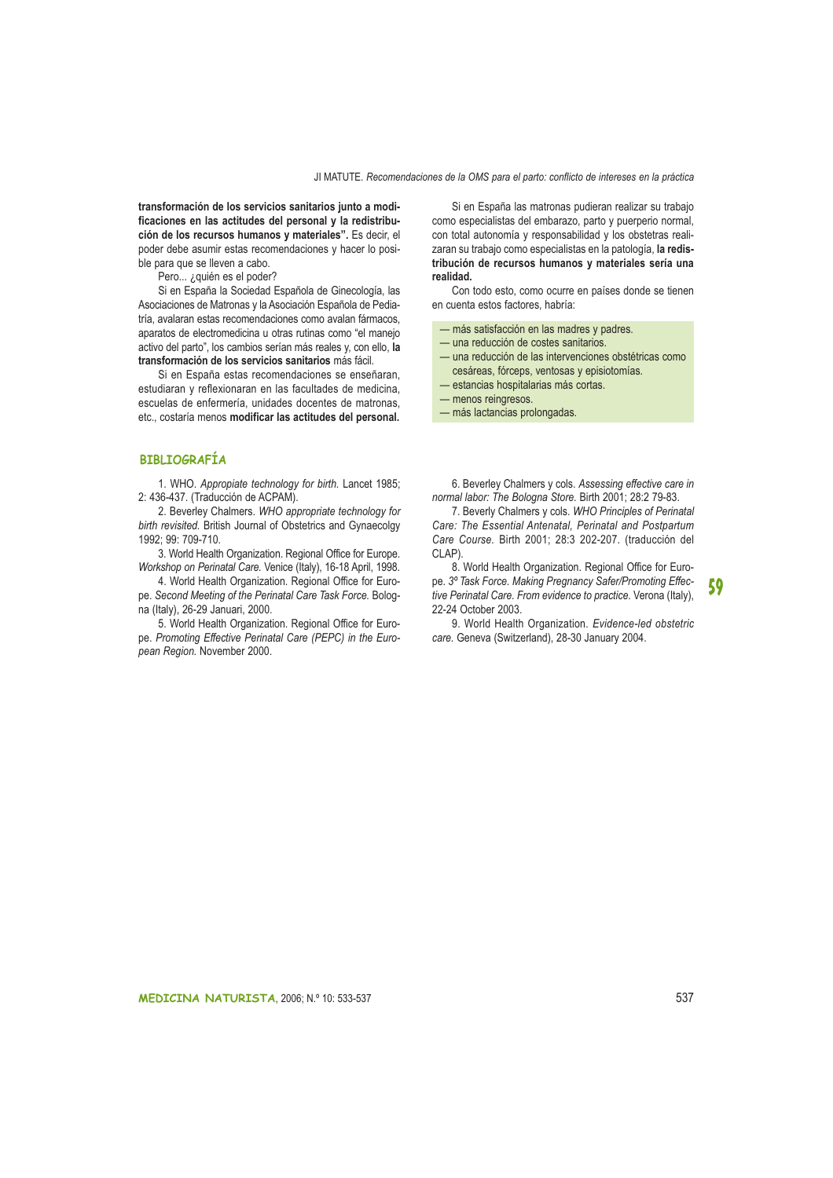**transformación de los servicios sanitarios junto a modificaciones en las actitudes del personal y la redistribución de los recursos humanos y materiales".** Es decir, el poder debe asumir estas recomendaciones y hacer lo posible para que se lleven a cabo.

Pero... ¿quién es el poder?

Si en España la Sociedad Española de Ginecología, las Asociaciones de Matronas y la Asociación Española de Pediatría, avalaran estas recomendaciones como avalan fármacos, aparatos de electromedicina u otras rutinas como "el manejo activo del parto", los cambios serían más reales y, con ello, **la transformación de los servicios sanitarios** más fácil.

Si en España estas recomendaciones se enseñaran, estudiaran y reflexionaran en las facultades de medicina, escuelas de enfermería, unidades docentes de matronas, etc., costaría menos **modificar las actitudes del personal.**

Si en España las matronas pudieran realizar su trabajo como especialistas del embarazo, parto y puerperio normal, con total autonomía y responsabilidad y los obstetras realizaran su trabajo como especialistas en la patología, **la redistribución de recursos humanos y materiales sería una realidad.**

Con todo esto, como ocurre en países donde se tienen en cuenta estos factores, habría:

- más satisfacción en las madres y padres.
- una reducción de costes sanitarios.
- una reducción de las intervenciones obstétricas como cesáreas, fórceps, ventosas y episiotomías.
- estancias hospitalarias más cortas.
- menos reingresos.
- más lactancias prolongadas.

## BIBLIOGRAFÍA

1. WHO. *Appropiate technology for birth.* Lancet 1985; 2: 436-437. (Traducción de ACPAM).
2. Beverley Chalmers. *WHO appropriate technology for birth revisited.* British Journal of Obstetrics and Gynaecolgy 1992; 99: 709-710.
3. World Health Organization. Regional Office for Europe. *Workshop on Perinatal Care.* Venice (Italy), 16-18 April, 1998.
4. World Health Organization. Regional Office for Europe. *Second Meeting of the Perinatal Care Task Force.* Bologna (Italy), 26-29 Januari, 2000.
5. World Health Organization. Regional Office for Europe. *Promoting Effective Perinatal Care (PEPC) in the European Region.* November 2000.
6. Beverley Chalmers y cols. *Assessing effective care in normal labor: The Bologna Store.* Birth 2001; 28:2 79-83.
7. Beverly Chalmers y cols. *WHO Principles of Perinatal Care: The Essential Antenatal, Perinatal and Postpartum Care Course.* Birth 2001; 28:3 202-207. (traducción del CLAP).
8. World Health Organization. Regional Office for Europe. *3º Task Force. Making Pregnancy Safer/Promoting Effective Perinatal Care. From evidence to practice.* Verona (Italy), 22-24 October 2003.
9. World Health Organization. *Evidence-led obstetric care.* Geneva (Switzerland), 28-30 January 2004.